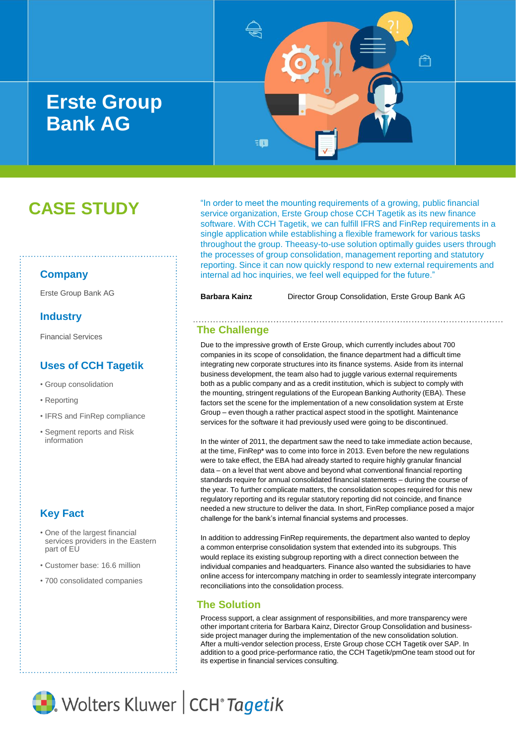# Erste Group Bank AG

## CASE STUDY

### Company

Erste Group Bank AG

### Industry

Financial Services

### Uses of CCH Tagetik

- Group consolidation
- Reporting
- IFRS and FinRep compliance
- Segment reports and Risk information

### Key Fact

- One of the largest financial services providers in the Eastern part of EU
- Customer base: 16.6 million
- 700 consolidated companies

"In order to meet the mounting requirements of a growing, public financial service organization, Erste Group chose CCH Tagetik as its new finance software. With CCH Tagetik, we can fulfill IFRS and FinRep requirements in a single application while establishing a flexible framework for various tasks throughout the group. Theeasy-to-use solution optimally guides users through the processes of group consolidation, management reporting and statutory reporting. Since it can now quickly respond to new external requirements and internal ad hoc inquiries, we feel well equipped for the future."

**Barbara Kainz** Director Group Consolidation, Erste Group Bank AG

## The Challenge

Due to the impressive growth of Erste Group, which currently includes about 700 companies in its scope of consolidation, the finance department had a difficult time integrating new corporate structures into its finance systems. Aside from its internal business development, the team also had to juggle various external requirements both as a public company and as a credit institution, which is subject to comply with the mounting, stringent regulations of the European Banking Authority (EBA). These factors set the scene for the implementation of a new consolidation system at Erste Group – even though a rather practical aspect stood in the spotlight. Maintenance services for the software it had previously used were going to be discontinued.

In the winter of 2011, the department saw the need to take immediate action because, at the time, FinRep* was to come into force in 2013. Even before the new regulations were to take effect, the EBA had already started to require highly granular financial data – on a level that went above and beyond what conventional financial reporting standards require for annual consolidated financial statements – during the course of the year. To further complicate matters, the consolidation scopes required for this new regulatory reporting and its regular statutory reporting did not coincide, and finance needed a new structure to deliver the data. In short, FinRep compliance posed a major challenge for the bank's internal financial systems and processes.

In addition to addressing FinRep requirements, the department also wanted to deploy a common enterprise consolidation system that extended into its subgroups. This would replace its existing subgroup reporting with a direct connection between the individual companies and headquarters. Finance also wanted the subsidiaries to have online access for intercompany matching in order to seamlessly integrate intercompany reconciliations into the consolidation process.

## The Solution

Process support, a clear assignment of responsibilities, and more transparency were other important criteria for Barbara Kainz, Director Group Consolidation and business-side project manager during the implementation of the new consolidation solution. After a multi-vendor selection process, Erste Group chose CCH Tagetik over SAP. In addition to a good price-performance ratio, the CCH Tagetik/pmOne team stood out for its expertise in financial services consulting.

Wolters Kluwer | CCH® Tagetik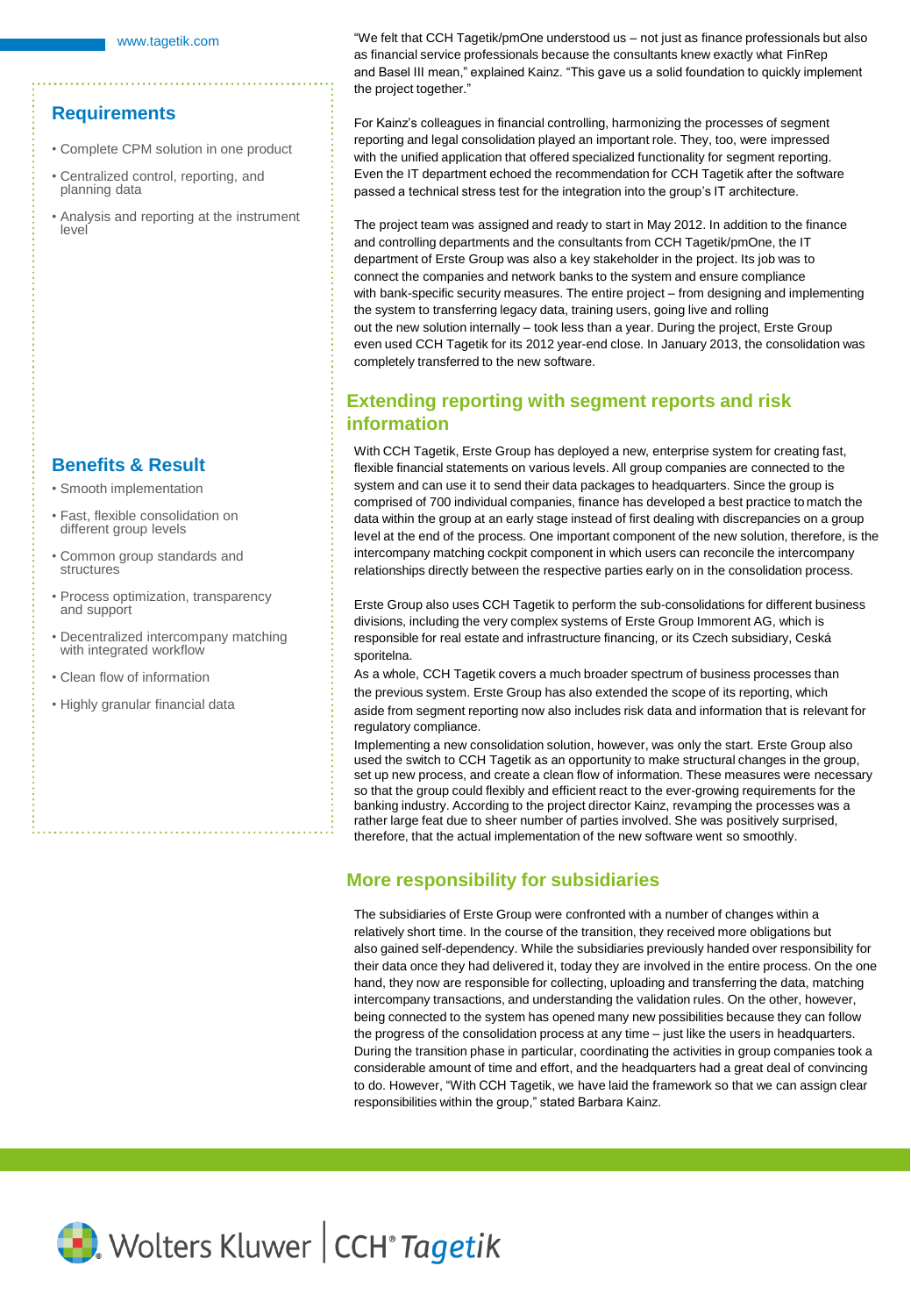## Requirements

- Complete CPM solution in one product
- Centralized control, reporting, and planning data
- Analysis and reporting at the instrument level

## Benefits & Result

- Smooth implementation
- Fast, flexible consolidation on different group levels
- Common group standards and structures
- Process optimization, transparency and support
- Decentralized intercompany matching with integrated workflow
- Clean flow of information
- Highly granular financial data

"We felt that CCH Tagetik/pmOne understood us – not just as finance professionals but also as financial service professionals because the consultants knew exactly what FinRep and Basel III mean," explained Kainz. "This gave us a solid foundation to quickly implement the project together."

For Kainz's colleagues in financial controlling, harmonizing the processes of segment reporting and legal consolidation played an important role. They, too, were impressed with the unified application that offered specialized functionality for segment reporting. Even the IT department echoed the recommendation for CCH Tagetik after the software passed a technical stress test for the integration into the group's IT architecture.

The project team was assigned and ready to start in May 2012. In addition to the finance and controlling departments and the consultants from CCH Tagetik/pmOne, the IT department of Erste Group was also a key stakeholder in the project. Its job was to connect the companies and network banks to the system and ensure compliance with bank-specific security measures. The entire project – from designing and implementing the system to transferring legacy data, training users, going live and rolling out the new solution internally – took less than a year. During the project, Erste Group even used CCH Tagetik for its 2012 year-end close. In January 2013, the consolidation was completely transferred to the new software.

## Extending reporting with segment reports and risk information

With CCH Tagetik, Erste Group has deployed a new, enterprise system for creating fast, flexible financial statements on various levels. All group companies are connected to the system and can use it to send their data packages to headquarters. Since the group is comprised of 700 individual companies, finance has developed a best practice to match the data within the group at an early stage instead of first dealing with discrepancies on a group level at the end of the process. One important component of the new solution, therefore, is the intercompany matching cockpit component in which users can reconcile the intercompany relationships directly between the respective parties early on in the consolidation process.

Erste Group also uses CCH Tagetik to perform the sub-consolidations for different business divisions, including the very complex systems of Erste Group Immorent AG, which is responsible for real estate and infrastructure financing, or its Czech subsidiary, Ceská sporitelna.

As a whole, CCH Tagetik covers a much broader spectrum of business processes than the previous system. Erste Group has also extended the scope of its reporting, which aside from segment reporting now also includes risk data and information that is relevant for regulatory compliance.

Implementing a new consolidation solution, however, was only the start. Erste Group also used the switch to CCH Tagetik as an opportunity to make structural changes in the group, set up new process, and create a clean flow of information. These measures were necessary so that the group could flexibly and efficient react to the ever-growing requirements for the banking industry. According to the project director Kainz, revamping the processes was a rather large feat due to sheer number of parties involved. She was positively surprised, therefore, that the actual implementation of the new software went so smoothly.

## More responsibility for subsidiaries

The subsidiaries of Erste Group were confronted with a number of changes within a relatively short time. In the course of the transition, they received more obligations but also gained self-dependency. While the subsidiaries previously handed over responsibility for their data once they had delivered it, today they are involved in the entire process. On the one hand, they now are responsible for collecting, uploading and transferring the data, matching intercompany transactions, and understanding the validation rules. On the other, however, being connected to the system has opened many new possibilities because they can follow the progress of the consolidation process at any time – just like the users in headquarters. During the transition phase in particular, coordinating the activities in group companies took a considerable amount of time and effort, and the headquarters had a great deal of convincing to do. However, "With CCH Tagetik, we have laid the framework so that we can assign clear responsibilities within the group," stated Barbara Kainz.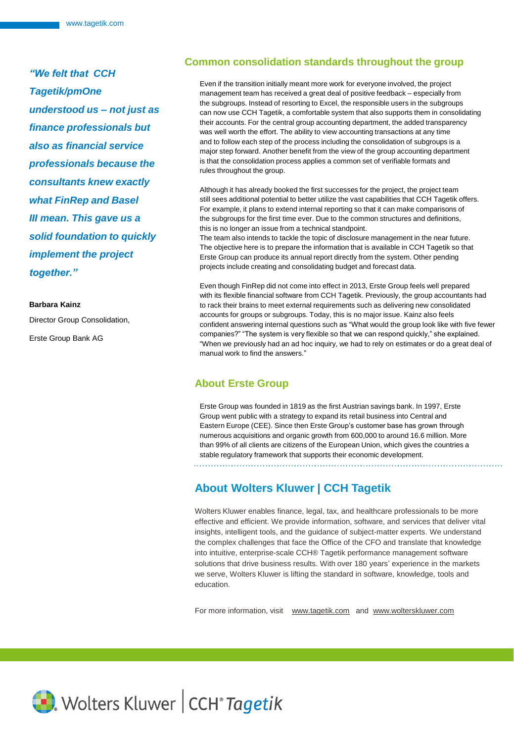*“We felt that CCH Tagetik/pmOne understood us – not just as finance professionals but also as financial service professionals because the consultants knew exactly what FinRep and Basel III mean. This gave us a solid foundation to quickly implement the project together.”*

**Barbara Kainz**

Director Group Consolidation,

Erste Group Bank AG

## Common consolidation standards throughout the group

Even if the transition initially meant more work for everyone involved, the project management team has received a great deal of positive feedback – especially from the subgroups. Instead of resorting to Excel, the responsible users in the subgroups can now use CCH Tagetik, a comfortable system that also supports them in consolidating their accounts. For the central group accounting department, the added transparency was well worth the effort. The ability to view accounting transactions at any time and to follow each step of the process including the consolidation of subgroups is a major step forward. Another benefit from the view of the group accounting department is that the consolidation process applies a common set of verifiable formats and rules throughout the group.

Although it has already booked the first successes for the project, the project team still sees additional potential to better utilize the vast capabilities that CCH Tagetik offers. For example, it plans to extend internal reporting so that it can make comparisons of the subgroups for the first time ever. Due to the common structures and definitions, this is no longer an issue from a technical standpoint.
The team also intends to tackle the topic of disclosure management in the near future. The objective here is to prepare the information that is available in CCH Tagetik so that Erste Group can produce its annual report directly from the system. Other pending projects include creating and consolidating budget and forecast data.

Even though FinRep did not come into effect in 2013, Erste Group feels well prepared with its flexible financial software from CCH Tagetik. Previously, the group accountants had to rack their brains to meet external requirements such as delivering new consolidated accounts for groups or subgroups. Today, this is no major issue. Kainz also feels confident answering internal questions such as “What would the group look like with five fewer companies?” “The system is very flexible so that we can respond quickly,” she explained. “When we previously had an ad hoc inquiry, we had to rely on estimates or do a great deal of manual work to find the answers.”

## About Erste Group

Erste Group was founded in 1819 as the first Austrian savings bank. In 1997, Erste Group went public with a strategy to expand its retail business into Central and Eastern Europe (CEE). Since then Erste Group’s customer base has grown through numerous acquisitions and organic growth from 600,000 to around 16.6 million. More than 99% of all clients are citizens of the European Union, which gives the countries a stable regulatory framework that supports their economic development.

## About Wolters Kluwer | CCH Tagetik

Wolters Kluwer enables finance, legal, tax, and healthcare professionals to be more effective and efficient. We provide information, software, and services that deliver vital insights, intelligent tools, and the guidance of subject-matter experts. We understand the complex challenges that face the Office of the CFO and translate that knowledge into intuitive, enterprise-scale CCH® Tagetik performance management software solutions that drive business results. With over 180 years’ experience in the markets we serve, Wolters Kluwer is lifting the standard in software, knowledge, tools and education.

For more information, visit www.tagetik.com and www.wolterskluwer.com

Wolters Kluwer | CCH® Tagetik